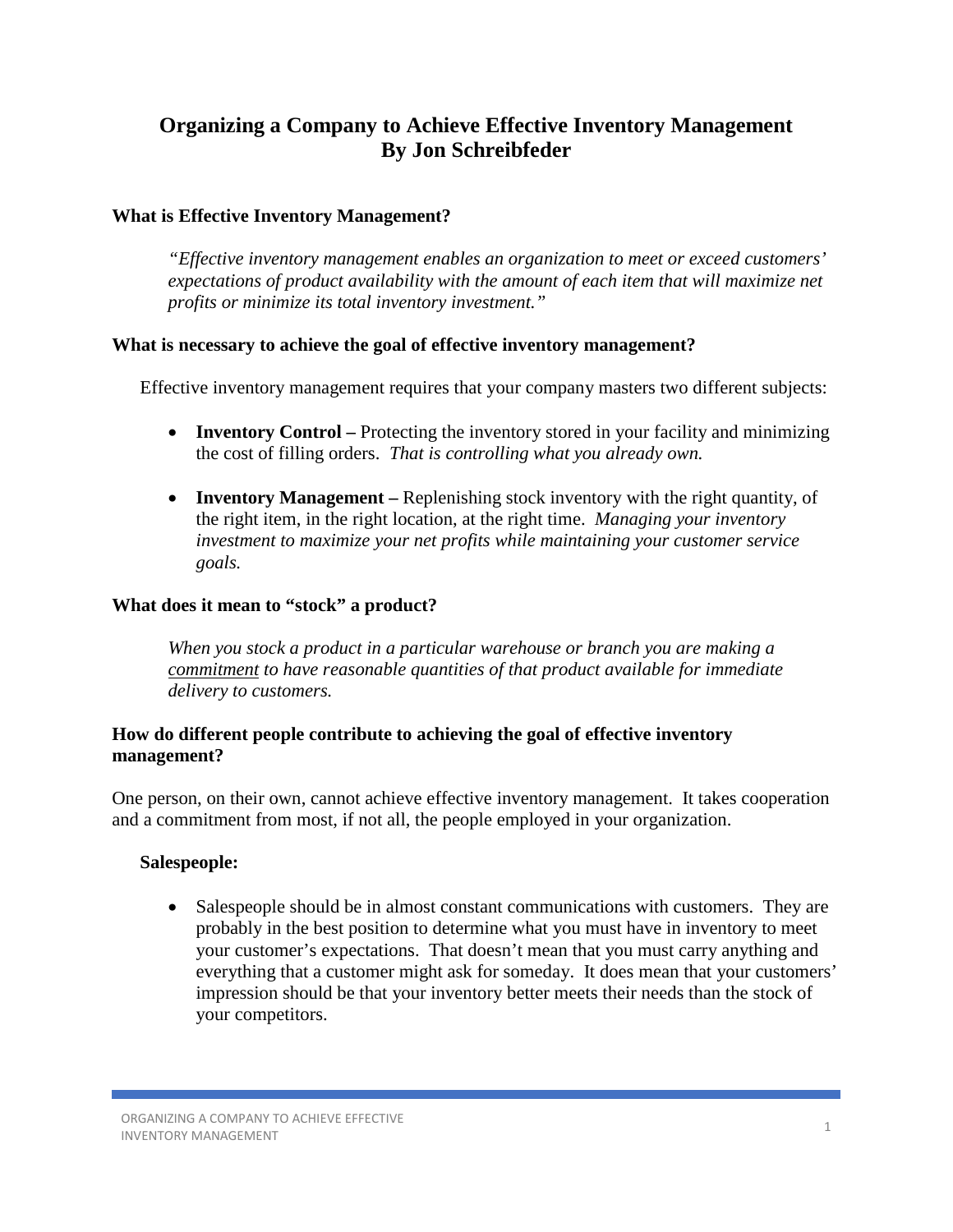# Organizing a Company to Achieve Effective Inventory Management
# By Jon Schreibfeder

## What is Effective Inventory Management?

> *"Effective inventory management enables an organization to meet or exceed customers' expectations of product availability with the amount of each item that will maximize net profits or minimize its total inventory investment."*

## What is necessary to achieve the goal of effective inventory management?

Effective inventory management requires that your company masters two different subjects:

- **Inventory Control –** Protecting the inventory stored in your facility and minimizing the cost of filling orders. *That is controlling what you already own.*

- **Inventory Management –** Replenishing stock inventory with the right quantity, of the right item, in the right location, at the right time. *Managing your inventory investment to maximize your net profits while maintaining your customer service goals.*

## What does it mean to "stock" a product?

> *When you stock a product in a particular warehouse or branch you are making a <u>commitment</u> to have reasonable quantities of that product available for immediate delivery to customers.*

## How do different people contribute to achieving the goal of effective inventory management?

One person, on their own, cannot achieve effective inventory management. It takes cooperation and a commitment from most, if not all, the people employed in your organization.

### Salespeople:

- Salespeople should be in almost constant communications with customers. They are probably in the best position to determine what you must have in inventory to meet your customer's expectations. That doesn't mean that you must carry anything and everything that a customer might ask for someday. It does mean that your customers' impression should be that your inventory better meets their needs than the stock of your competitors.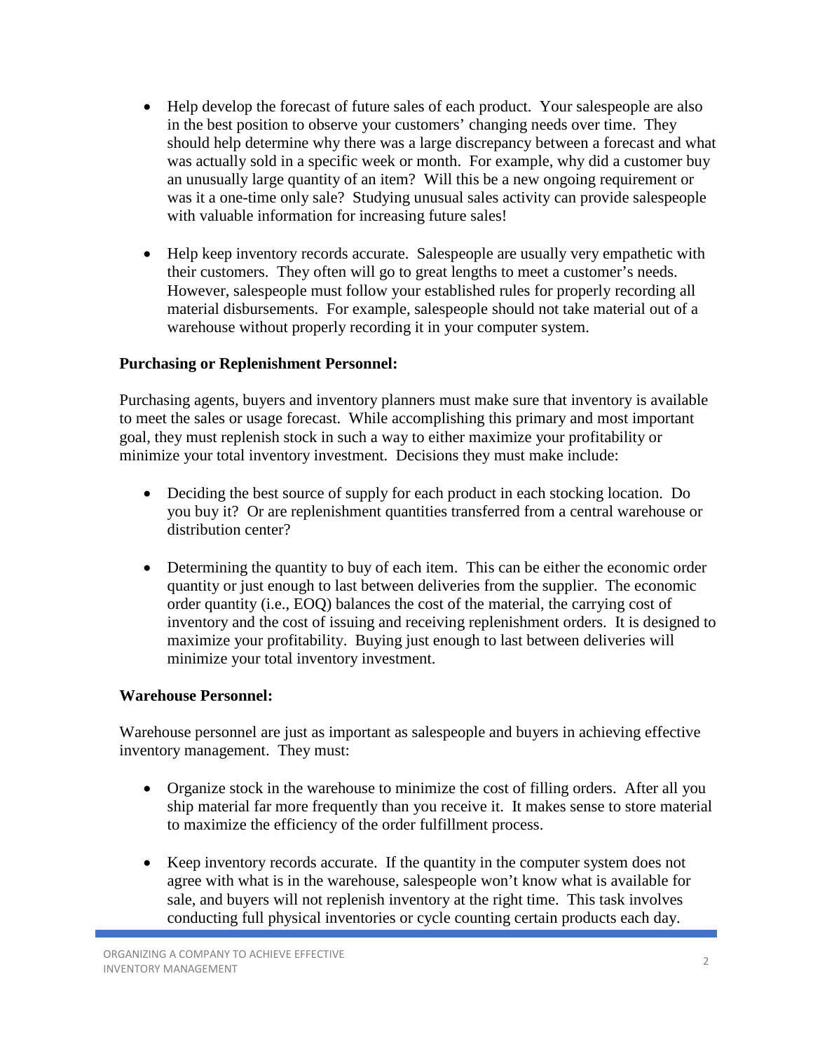- Help develop the forecast of future sales of each product. Your salespeople are also in the best position to observe your customers' changing needs over time. They should help determine why there was a large discrepancy between a forecast and what was actually sold in a specific week or month. For example, why did a customer buy an unusually large quantity of an item? Will this be a new ongoing requirement or was it a one-time only sale? Studying unusual sales activity can provide salespeople with valuable information for increasing future sales!

- Help keep inventory records accurate. Salespeople are usually very empathetic with their customers. They often will go to great lengths to meet a customer's needs. However, salespeople must follow your established rules for properly recording all material disbursements. For example, salespeople should not take material out of a warehouse without properly recording it in your computer system.

**Purchasing or Replenishment Personnel:**

Purchasing agents, buyers and inventory planners must make sure that inventory is available to meet the sales or usage forecast. While accomplishing this primary and most important goal, they must replenish stock in such a way to either maximize your profitability or minimize your total inventory investment. Decisions they must make include:

- Deciding the best source of supply for each product in each stocking location. Do you buy it? Or are replenishment quantities transferred from a central warehouse or distribution center?

- Determining the quantity to buy of each item. This can be either the economic order quantity or just enough to last between deliveries from the supplier. The economic order quantity (i.e., EOQ) balances the cost of the material, the carrying cost of inventory and the cost of issuing and receiving replenishment orders. It is designed to maximize your profitability. Buying just enough to last between deliveries will minimize your total inventory investment.

**Warehouse Personnel:**

Warehouse personnel are just as important as salespeople and buyers in achieving effective inventory management. They must:

- Organize stock in the warehouse to minimize the cost of filling orders. After all you ship material far more frequently than you receive it. It makes sense to store material to maximize the efficiency of the order fulfillment process.

- Keep inventory records accurate. If the quantity in the computer system does not agree with what is in the warehouse, salespeople won't know what is available for sale, and buyers will not replenish inventory at the right time. This task involves conducting full physical inventories or cycle counting certain products each day.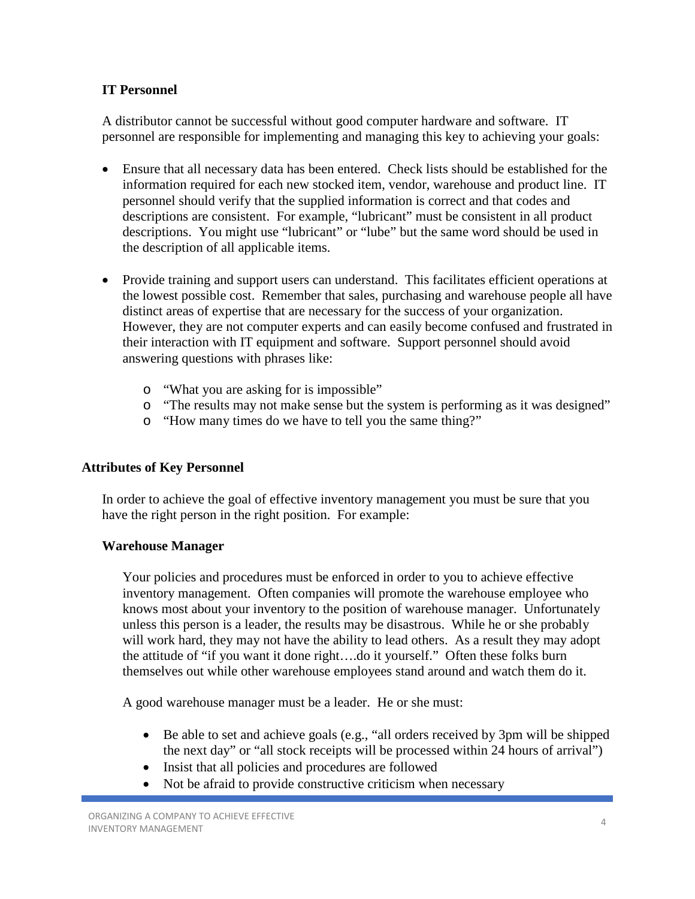### IT Personnel

A distributor cannot be successful without good computer hardware and software. IT personnel are responsible for implementing and managing this key to achieving your goals:

- Ensure that all necessary data has been entered. Check lists should be established for the information required for each new stocked item, vendor, warehouse and product line. IT personnel should verify that the supplied information is correct and that codes and descriptions are consistent. For example, "lubricant" must be consistent in all product descriptions. You might use "lubricant" or "lube" but the same word should be used in the description of all applicable items.

- Provide training and support users can understand. This facilitates efficient operations at the lowest possible cost. Remember that sales, purchasing and warehouse people all have distinct areas of expertise that are necessary for the success of your organization. However, they are not computer experts and can easily become confused and frustrated in their interaction with IT equipment and software. Support personnel should avoid answering questions with phrases like:
  - "What you are asking for is impossible"
  - "The results may not make sense but the system is performing as it was designed"
  - "How many times do we have to tell you the same thing?"

## Attributes of Key Personnel

In order to achieve the goal of effective inventory management you must be sure that you have the right person in the right position. For example:

### Warehouse Manager

Your policies and procedures must be enforced in order to you to achieve effective inventory management. Often companies will promote the warehouse employee who knows most about your inventory to the position of warehouse manager. Unfortunately unless this person is a leader, the results may be disastrous. While he or she probably will work hard, they may not have the ability to lead others. As a result they may adopt the attitude of "if you want it done right….do it yourself." Often these folks burn themselves out while other warehouse employees stand around and watch them do it.

A good warehouse manager must be a leader. He or she must:

- Be able to set and achieve goals (e.g., "all orders received by 3pm will be shipped the next day" or "all stock receipts will be processed within 24 hours of arrival")
- Insist that all policies and procedures are followed
- Not be afraid to provide constructive criticism when necessary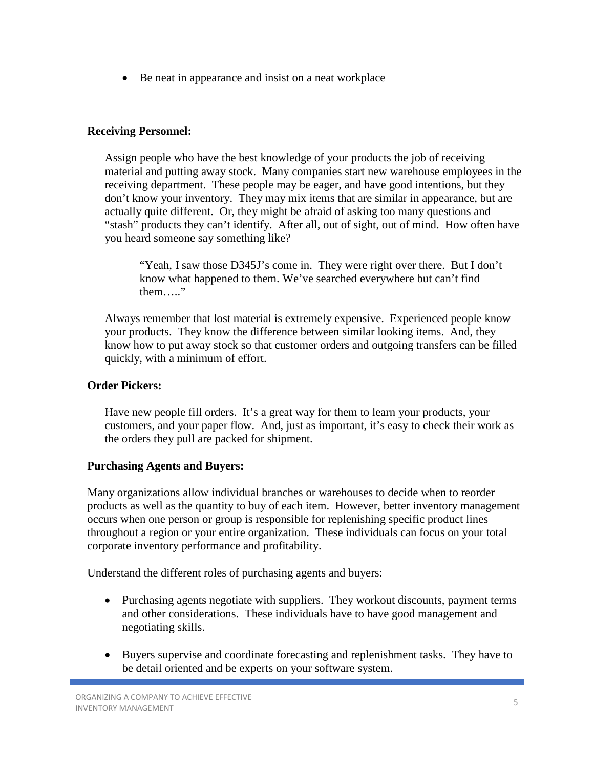- Be neat in appearance and insist on a neat workplace

**Receiving Personnel:**

Assign people who have the best knowledge of your products the job of receiving material and putting away stock. Many companies start new warehouse employees in the receiving department. These people may be eager, and have good intentions, but they don't know your inventory. They may mix items that are similar in appearance, but are actually quite different. Or, they might be afraid of asking too many questions and "stash" products they can't identify. After all, out of sight, out of mind. How often have you heard someone say something like?

> "Yeah, I saw those D345J's come in. They were right over there. But I don't know what happened to them. We've searched everywhere but can't find them….."

Always remember that lost material is extremely expensive. Experienced people know your products. They know the difference between similar looking items. And, they know how to put away stock so that customer orders and outgoing transfers can be filled quickly, with a minimum of effort.

**Order Pickers:**

Have new people fill orders. It's a great way for them to learn your products, your customers, and your paper flow. And, just as important, it's easy to check their work as the orders they pull are packed for shipment.

**Purchasing Agents and Buyers:**

Many organizations allow individual branches or warehouses to decide when to reorder products as well as the quantity to buy of each item. However, better inventory management occurs when one person or group is responsible for replenishing specific product lines throughout a region or your entire organization. These individuals can focus on your total corporate inventory performance and profitability.

Understand the different roles of purchasing agents and buyers:

- Purchasing agents negotiate with suppliers. They workout discounts, payment terms and other considerations. These individuals have to have good management and negotiating skills.

- Buyers supervise and coordinate forecasting and replenishment tasks. They have to be detail oriented and be experts on your software system.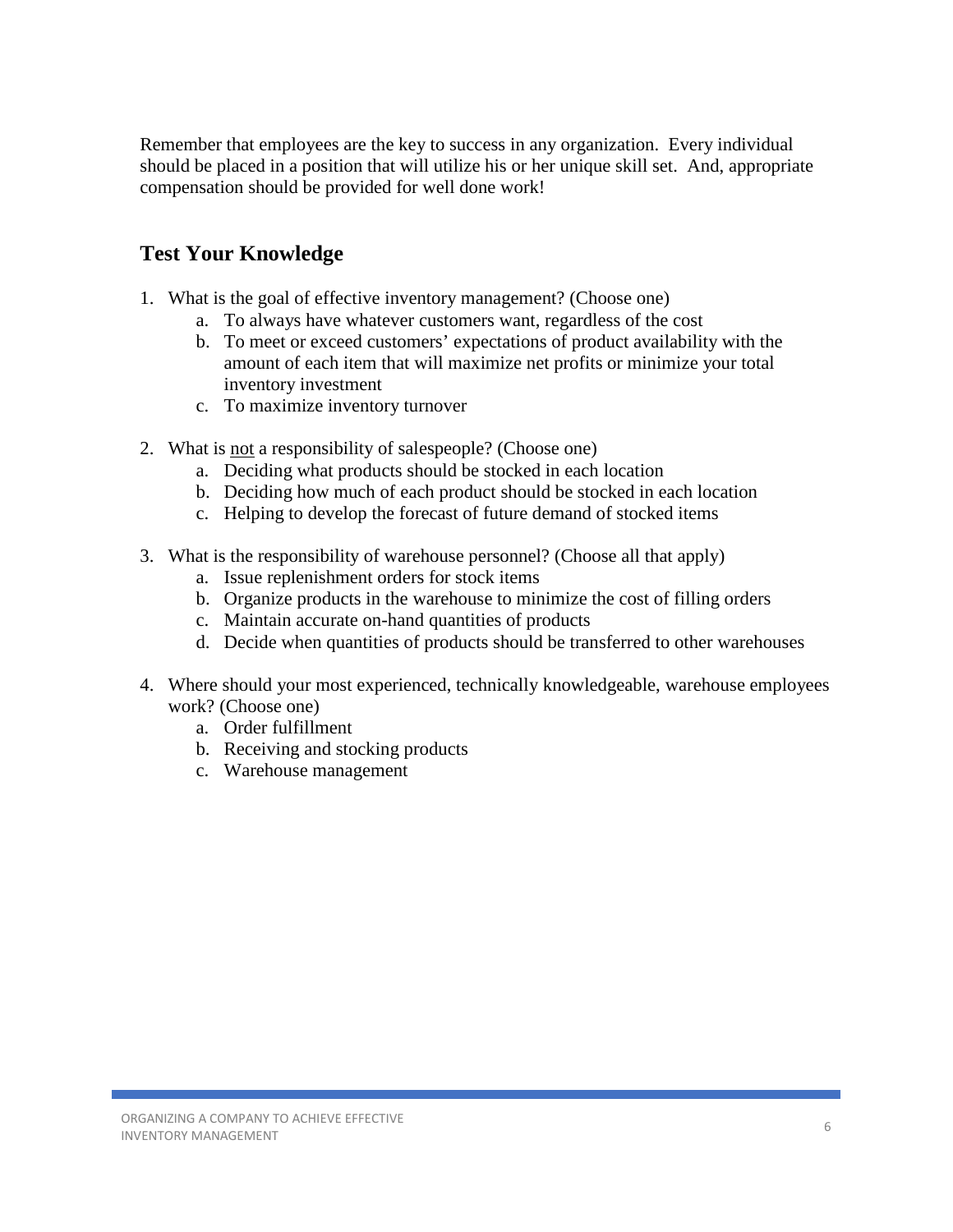Remember that employees are the key to success in any organization. Every individual should be placed in a position that will utilize his or her unique skill set. And, appropriate compensation should be provided for well done work!

## Test Your Knowledge

1. What is the goal of effective inventory management? (Choose one)
    a. To always have whatever customers want, regardless of the cost
    b. To meet or exceed customers' expectations of product availability with the amount of each item that will maximize net profits or minimize your total inventory investment
    c. To maximize inventory turnover

2. What is <u>not</u> a responsibility of salespeople? (Choose one)
    a. Deciding what products should be stocked in each location
    b. Deciding how much of each product should be stocked in each location
    c. Helping to develop the forecast of future demand of stocked items

3. What is the responsibility of warehouse personnel? (Choose all that apply)
    a. Issue replenishment orders for stock items
    b. Organize products in the warehouse to minimize the cost of filling orders
    c. Maintain accurate on-hand quantities of products
    d. Decide when quantities of products should be transferred to other warehouses

4. Where should your most experienced, technically knowledgeable, warehouse employees work? (Choose one)
    a. Order fulfillment
    b. Receiving and stocking products
    c. Warehouse management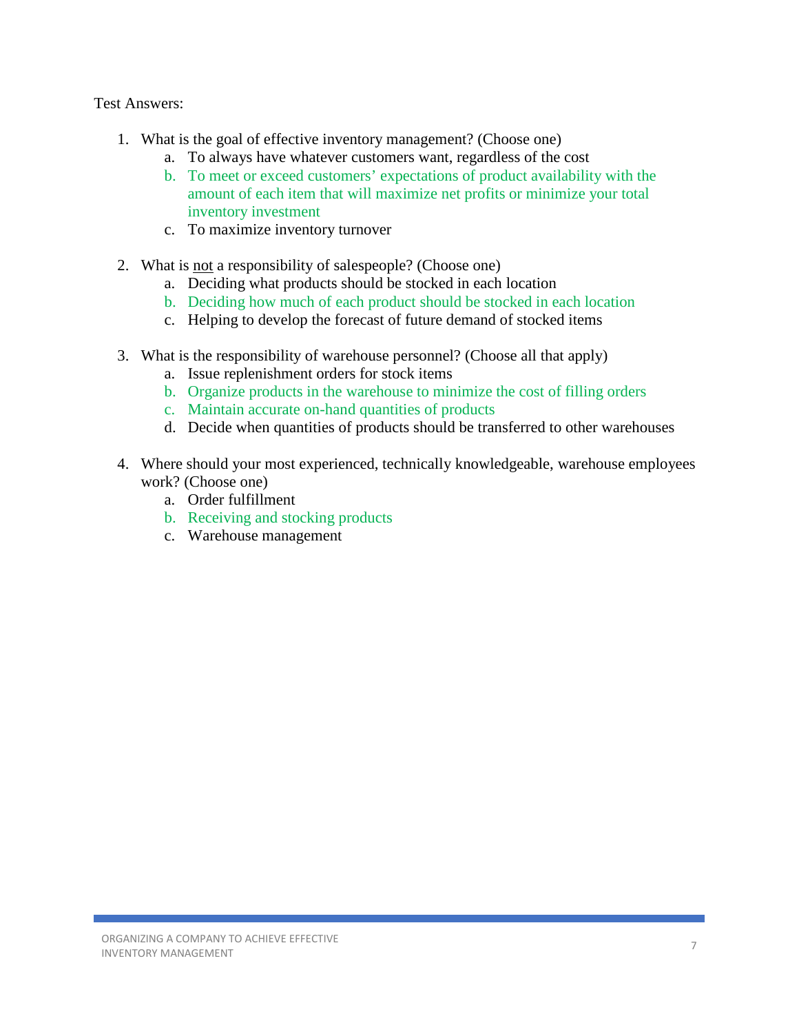Test Answers:

1. What is the goal of effective inventory management? (Choose one)
   a. To always have whatever customers want, regardless of the cost
   b. To meet or exceed customers' expectations of product availability with the amount of each item that will maximize net profits or minimize your total inventory investment
   c. To maximize inventory turnover

2. What is <u>not</u> a responsibility of salespeople? (Choose one)
   a. Deciding what products should be stocked in each location
   b. Deciding how much of each product should be stocked in each location
   c. Helping to develop the forecast of future demand of stocked items

3. What is the responsibility of warehouse personnel? (Choose all that apply)
   a. Issue replenishment orders for stock items
   b. Organize products in the warehouse to minimize the cost of filling orders
   c. Maintain accurate on-hand quantities of products
   d. Decide when quantities of products should be transferred to other warehouses

4. Where should your most experienced, technically knowledgeable, warehouse employees work? (Choose one)
   a. Order fulfillment
   b. Receiving and stocking products
   c. Warehouse management